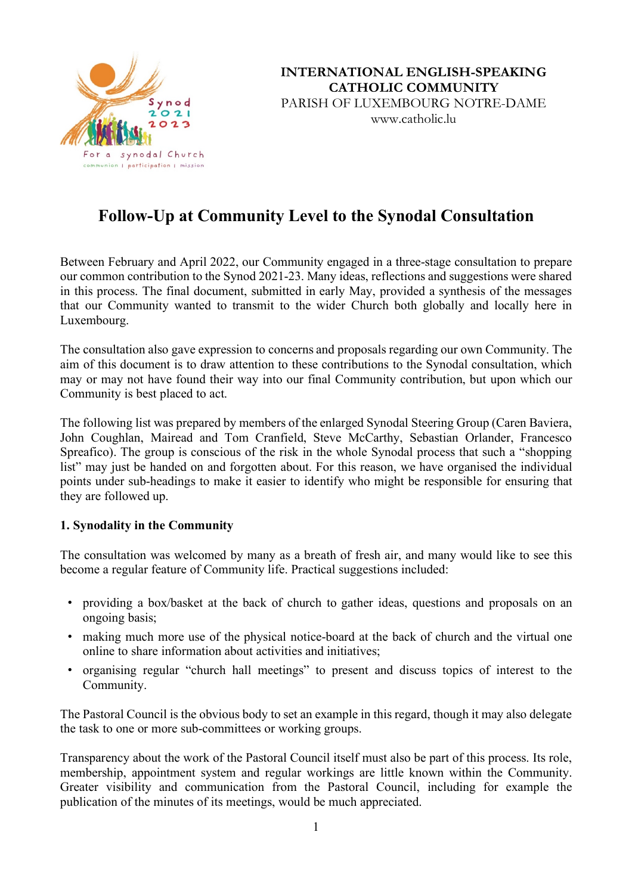**INTERNATIONAL ENGLISH-SPEAKING CATHOLIC COMMUNITY**
PARISH OF LUXEMBOURG NOTRE-DAME
www.catholic.lu

# Follow-Up at Community Level to the Synodal Consultation

Between February and April 2022, our Community engaged in a three-stage consultation to prepare our common contribution to the Synod 2021-23. Many ideas, reflections and suggestions were shared in this process. The final document, submitted in early May, provided a synthesis of the messages that our Community wanted to transmit to the wider Church both globally and locally here in Luxembourg.

The consultation also gave expression to concerns and proposals regarding our own Community. The aim of this document is to draw attention to these contributions to the Synodal consultation, which may or may not have found their way into our final Community contribution, but upon which our Community is best placed to act.

The following list was prepared by members of the enlarged Synodal Steering Group (Caren Baviera, John Coughlan, Mairead and Tom Cranfield, Steve McCarthy, Sebastian Orlander, Francesco Spreafico). The group is conscious of the risk in the whole Synodal process that such a "shopping list" may just be handed on and forgotten about. For this reason, we have organised the individual points under sub-headings to make it easier to identify who might be responsible for ensuring that they are followed up.

## 1. Synodality in the Community

The consultation was welcomed by many as a breath of fresh air, and many would like to see this become a regular feature of Community life. Practical suggestions included:

- providing a box/basket at the back of church to gather ideas, questions and proposals on an ongoing basis;
- making much more use of the physical notice-board at the back of church and the virtual one online to share information about activities and initiatives;
- organising regular "church hall meetings" to present and discuss topics of interest to the Community.

The Pastoral Council is the obvious body to set an example in this regard, though it may also delegate the task to one or more sub-committees or working groups.

Transparency about the work of the Pastoral Council itself must also be part of this process. Its role, membership, appointment system and regular workings are little known within the Community. Greater visibility and communication from the Pastoral Council, including for example the publication of the minutes of its meetings, would be much appreciated.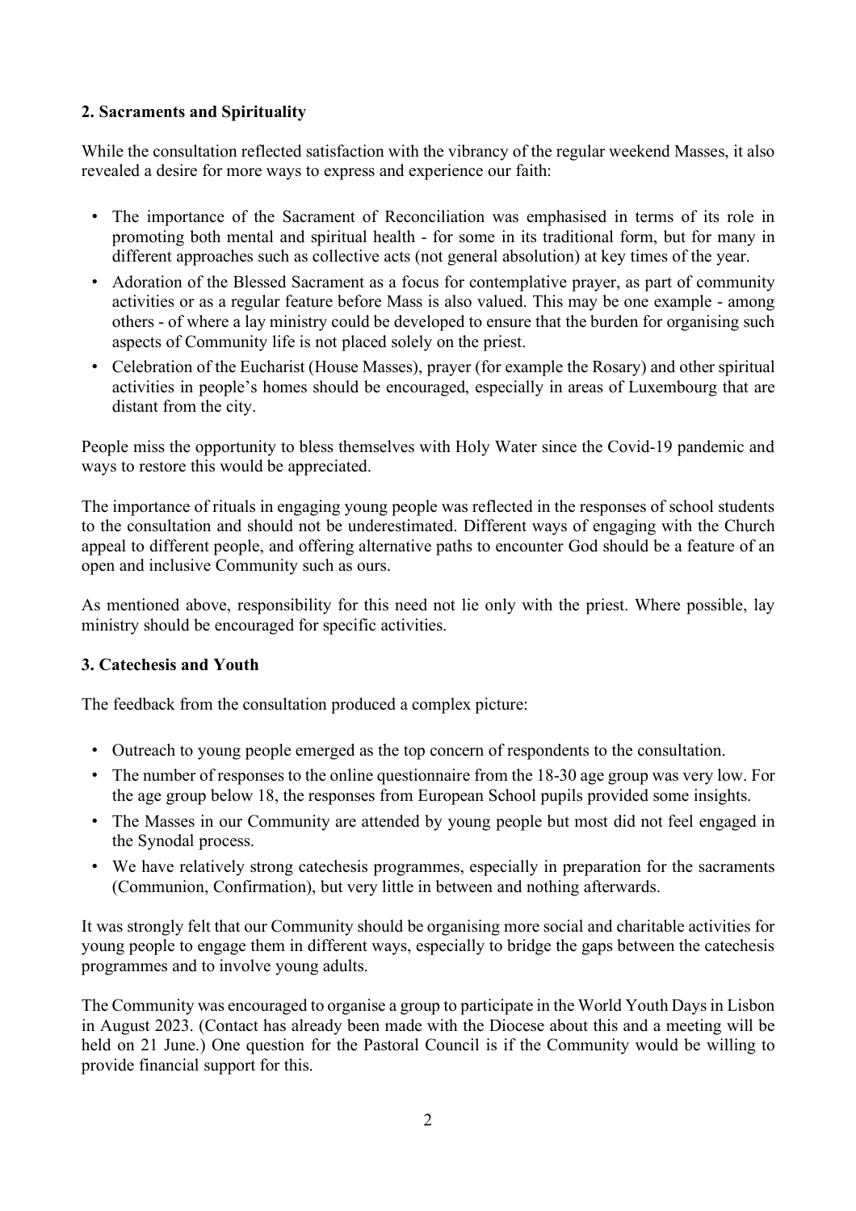## 2. Sacraments and Spirituality

While the consultation reflected satisfaction with the vibrancy of the regular weekend Masses, it also revealed a desire for more ways to express and experience our faith:

- The importance of the Sacrament of Reconciliation was emphasised in terms of its role in promoting both mental and spiritual health - for some in its traditional form, but for many in different approaches such as collective acts (not general absolution) at key times of the year.
- Adoration of the Blessed Sacrament as a focus for contemplative prayer, as part of community activities or as a regular feature before Mass is also valued. This may be one example - among others - of where a lay ministry could be developed to ensure that the burden for organising such aspects of Community life is not placed solely on the priest.
- Celebration of the Eucharist (House Masses), prayer (for example the Rosary) and other spiritual activities in people's homes should be encouraged, especially in areas of Luxembourg that are distant from the city.

People miss the opportunity to bless themselves with Holy Water since the Covid-19 pandemic and ways to restore this would be appreciated.

The importance of rituals in engaging young people was reflected in the responses of school students to the consultation and should not be underestimated. Different ways of engaging with the Church appeal to different people, and offering alternative paths to encounter God should be a feature of an open and inclusive Community such as ours.

As mentioned above, responsibility for this need not lie only with the priest. Where possible, lay ministry should be encouraged for specific activities.

## 3. Catechesis and Youth

The feedback from the consultation produced a complex picture:

- Outreach to young people emerged as the top concern of respondents to the consultation.
- The number of responses to the online questionnaire from the 18-30 age group was very low. For the age group below 18, the responses from European School pupils provided some insights.
- The Masses in our Community are attended by young people but most did not feel engaged in the Synodal process.
- We have relatively strong catechesis programmes, especially in preparation for the sacraments (Communion, Confirmation), but very little in between and nothing afterwards.

It was strongly felt that our Community should be organising more social and charitable activities for young people to engage them in different ways, especially to bridge the gaps between the catechesis programmes and to involve young adults.

The Community was encouraged to organise a group to participate in the World Youth Days in Lisbon in August 2023. (Contact has already been made with the Diocese about this and a meeting will be held on 21 June.) One question for the Pastoral Council is if the Community would be willing to provide financial support for this.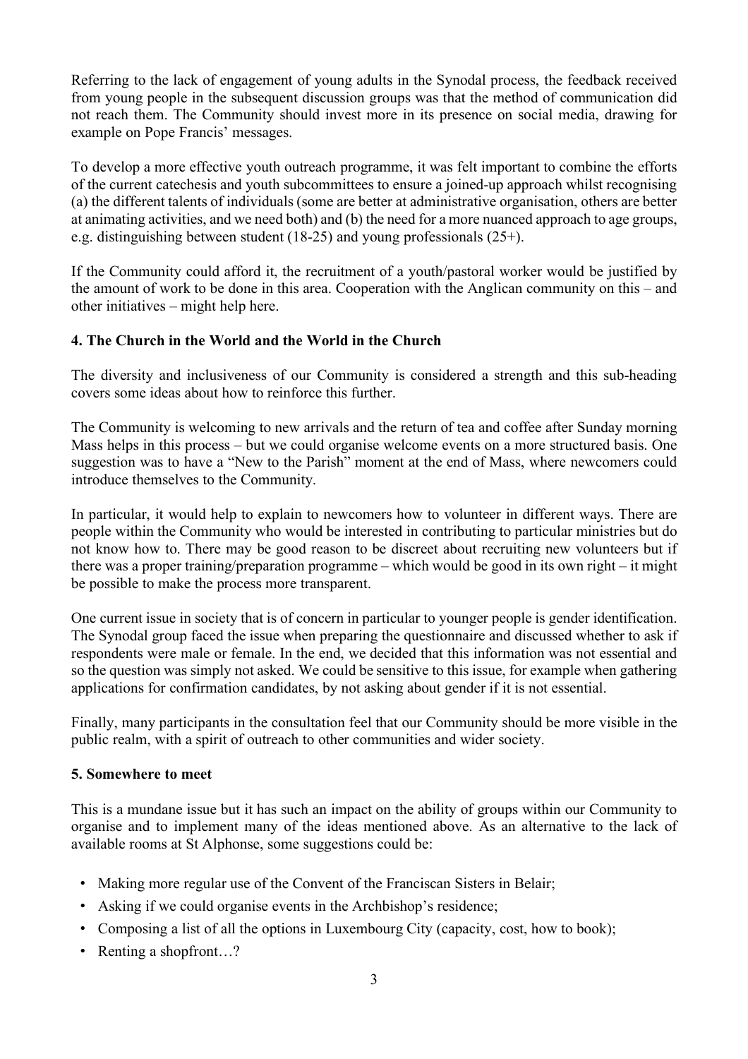Referring to the lack of engagement of young adults in the Synodal process, the feedback received from young people in the subsequent discussion groups was that the method of communication did not reach them. The Community should invest more in its presence on social media, drawing for example on Pope Francis' messages.

To develop a more effective youth outreach programme, it was felt important to combine the efforts of the current catechesis and youth subcommittees to ensure a joined-up approach whilst recognising (a) the different talents of individuals (some are better at administrative organisation, others are better at animating activities, and we need both) and (b) the need for a more nuanced approach to age groups, e.g. distinguishing between student (18-25) and young professionals (25+).

If the Community could afford it, the recruitment of a youth/pastoral worker would be justified by the amount of work to be done in this area. Cooperation with the Anglican community on this – and other initiatives – might help here.

### 4. The Church in the World and the World in the Church

The diversity and inclusiveness of our Community is considered a strength and this sub-heading covers some ideas about how to reinforce this further.

The Community is welcoming to new arrivals and the return of tea and coffee after Sunday morning Mass helps in this process – but we could organise welcome events on a more structured basis. One suggestion was to have a "New to the Parish" moment at the end of Mass, where newcomers could introduce themselves to the Community.

In particular, it would help to explain to newcomers how to volunteer in different ways. There are people within the Community who would be interested in contributing to particular ministries but do not know how to. There may be good reason to be discreet about recruiting new volunteers but if there was a proper training/preparation programme – which would be good in its own right – it might be possible to make the process more transparent.

One current issue in society that is of concern in particular to younger people is gender identification. The Synodal group faced the issue when preparing the questionnaire and discussed whether to ask if respondents were male or female. In the end, we decided that this information was not essential and so the question was simply not asked. We could be sensitive to this issue, for example when gathering applications for confirmation candidates, by not asking about gender if it is not essential.

Finally, many participants in the consultation feel that our Community should be more visible in the public realm, with a spirit of outreach to other communities and wider society.

### 5. Somewhere to meet

This is a mundane issue but it has such an impact on the ability of groups within our Community to organise and to implement many of the ideas mentioned above. As an alternative to the lack of available rooms at St Alphonse, some suggestions could be:

- Making more regular use of the Convent of the Franciscan Sisters in Belair;
- Asking if we could organise events in the Archbishop's residence;
- Composing a list of all the options in Luxembourg City (capacity, cost, how to book);
- Renting a shopfront…?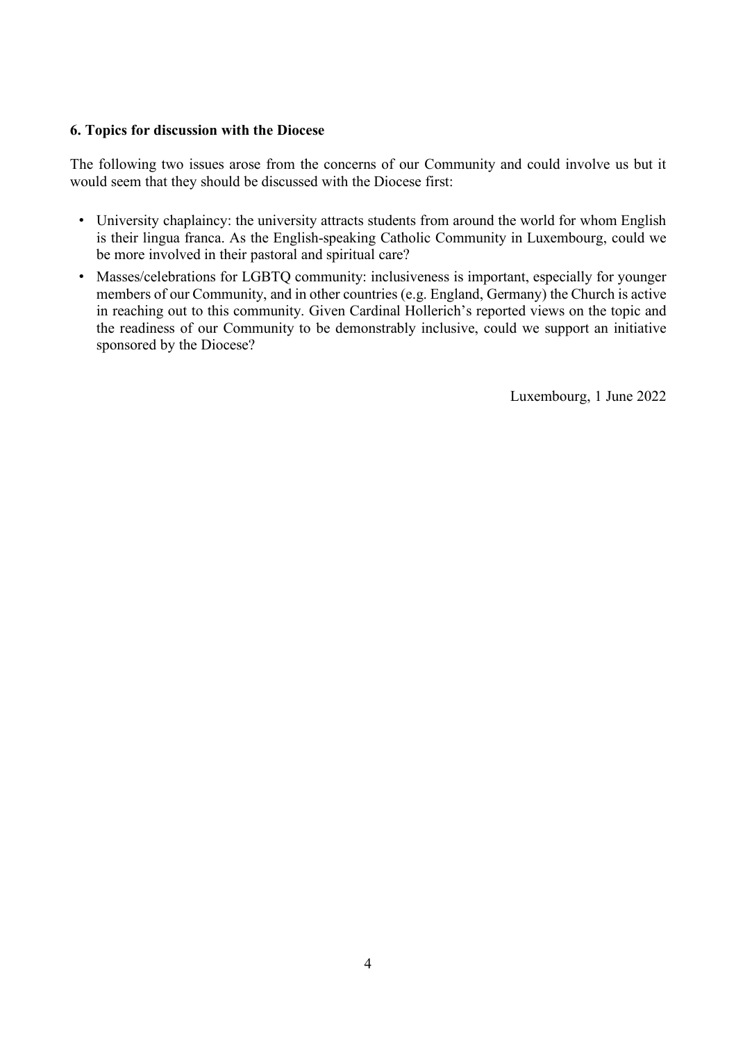**6. Topics for discussion with the Diocese**

The following two issues arose from the concerns of our Community and could involve us but it would seem that they should be discussed with the Diocese first:

- University chaplaincy: the university attracts students from around the world for whom English is their lingua franca. As the English-speaking Catholic Community in Luxembourg, could we be more involved in their pastoral and spiritual care?
- Masses/celebrations for LGBTQ community: inclusiveness is important, especially for younger members of our Community, and in other countries (e.g. England, Germany) the Church is active in reaching out to this community. Given Cardinal Hollerich's reported views on the topic and the readiness of our Community to be demonstrably inclusive, could we support an initiative sponsored by the Diocese?

Luxembourg, 1 June 2022